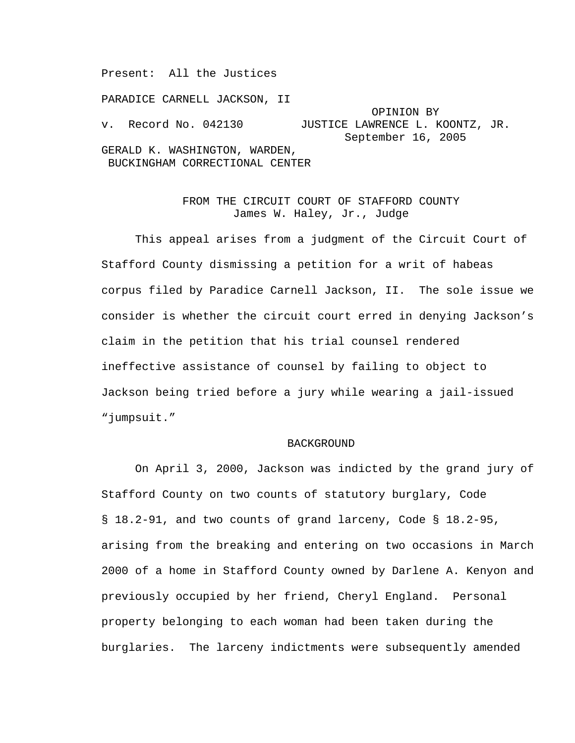Present: All the Justices

PARADICE CARNELL JACKSON, II

v. Record No. 042130

OPINION BY JUSTICE LAWRENCE L. KOONTZ, JR.
September 16, 2005

GERALD K. WASHINGTON, WARDEN,
BUCKINGHAM CORRECTIONAL CENTER

FROM THE CIRCUIT COURT OF STAFFORD COUNTY
James W. Haley, Jr., Judge

This appeal arises from a judgment of the Circuit Court of Stafford County dismissing a petition for a writ of habeas corpus filed by Paradice Carnell Jackson, II. The sole issue we consider is whether the circuit court erred in denying Jackson's claim in the petition that his trial counsel rendered ineffective assistance of counsel by failing to object to Jackson being tried before a jury while wearing a jail-issued "jumpsuit."

## BACKGROUND

On April 3, 2000, Jackson was indicted by the grand jury of Stafford County on two counts of statutory burglary, Code § 18.2-91, and two counts of grand larceny, Code § 18.2-95, arising from the breaking and entering on two occasions in March 2000 of a home in Stafford County owned by Darlene A. Kenyon and previously occupied by her friend, Cheryl England. Personal property belonging to each woman had been taken during the burglaries. The larceny indictments were subsequently amended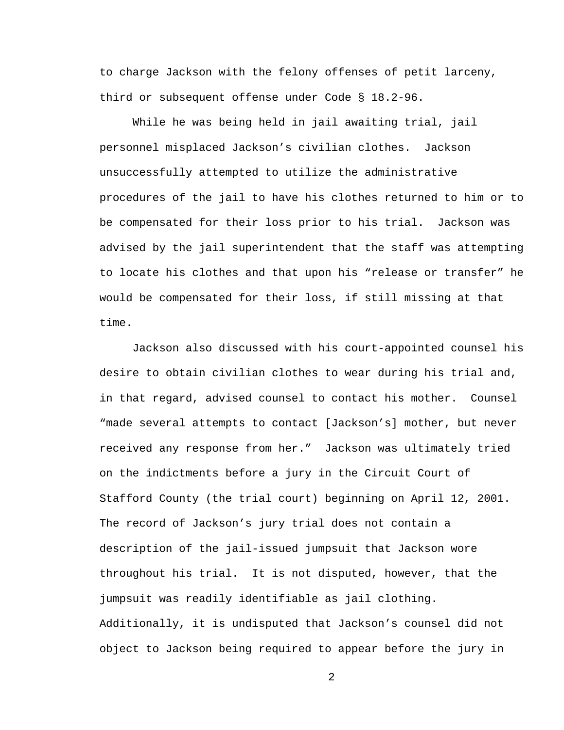to charge Jackson with the felony offenses of petit larceny, third or subsequent offense under Code § 18.2-96.

While he was being held in jail awaiting trial, jail personnel misplaced Jackson's civilian clothes. Jackson unsuccessfully attempted to utilize the administrative procedures of the jail to have his clothes returned to him or to be compensated for their loss prior to his trial. Jackson was advised by the jail superintendent that the staff was attempting to locate his clothes and that upon his "release or transfer" he would be compensated for their loss, if still missing at that time.

Jackson also discussed with his court-appointed counsel his desire to obtain civilian clothes to wear during his trial and, in that regard, advised counsel to contact his mother. Counsel "made several attempts to contact [Jackson's] mother, but never received any response from her." Jackson was ultimately tried on the indictments before a jury in the Circuit Court of Stafford County (the trial court) beginning on April 12, 2001. The record of Jackson's jury trial does not contain a description of the jail-issued jumpsuit that Jackson wore throughout his trial. It is not disputed, however, that the jumpsuit was readily identifiable as jail clothing. Additionally, it is undisputed that Jackson's counsel did not object to Jackson being required to appear before the jury in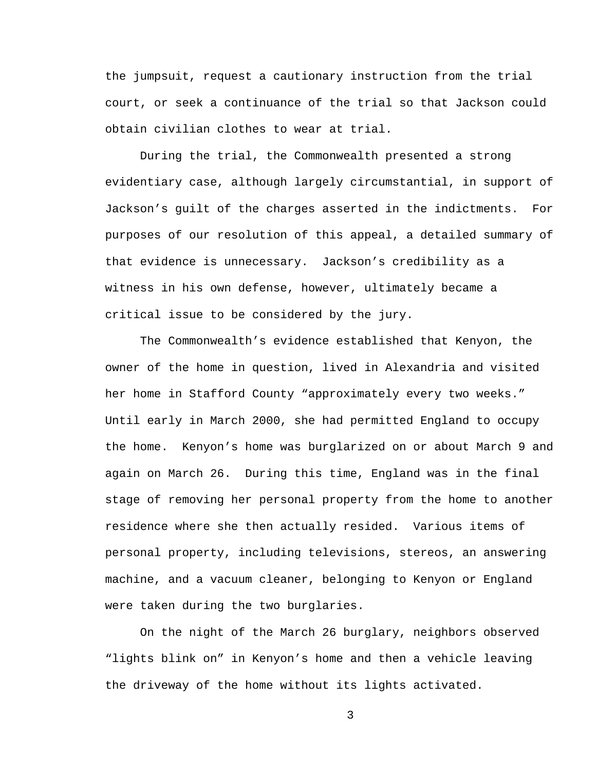the jumpsuit, request a cautionary instruction from the trial court, or seek a continuance of the trial so that Jackson could obtain civilian clothes to wear at trial.

During the trial, the Commonwealth presented a strong evidentiary case, although largely circumstantial, in support of Jackson's guilt of the charges asserted in the indictments. For purposes of our resolution of this appeal, a detailed summary of that evidence is unnecessary. Jackson's credibility as a witness in his own defense, however, ultimately became a critical issue to be considered by the jury.

The Commonwealth's evidence established that Kenyon, the owner of the home in question, lived in Alexandria and visited her home in Stafford County "approximately every two weeks." Until early in March 2000, she had permitted England to occupy the home. Kenyon's home was burglarized on or about March 9 and again on March 26. During this time, England was in the final stage of removing her personal property from the home to another residence where she then actually resided. Various items of personal property, including televisions, stereos, an answering machine, and a vacuum cleaner, belonging to Kenyon or England were taken during the two burglaries.

On the night of the March 26 burglary, neighbors observed "lights blink on" in Kenyon's home and then a vehicle leaving the driveway of the home without its lights activated.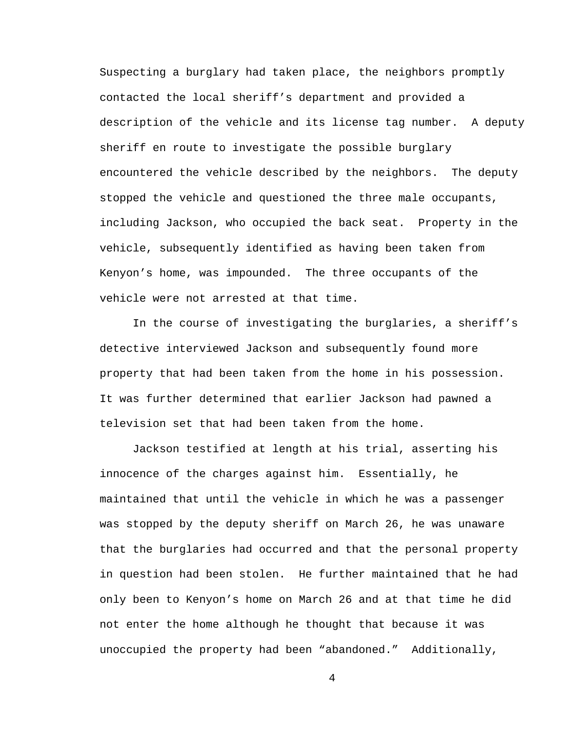Suspecting a burglary had taken place, the neighbors promptly contacted the local sheriff's department and provided a description of the vehicle and its license tag number. A deputy sheriff en route to investigate the possible burglary encountered the vehicle described by the neighbors. The deputy stopped the vehicle and questioned the three male occupants, including Jackson, who occupied the back seat. Property in the vehicle, subsequently identified as having been taken from Kenyon's home, was impounded. The three occupants of the vehicle were not arrested at that time.

In the course of investigating the burglaries, a sheriff's detective interviewed Jackson and subsequently found more property that had been taken from the home in his possession. It was further determined that earlier Jackson had pawned a television set that had been taken from the home.

Jackson testified at length at his trial, asserting his innocence of the charges against him. Essentially, he maintained that until the vehicle in which he was a passenger was stopped by the deputy sheriff on March 26, he was unaware that the burglaries had occurred and that the personal property in question had been stolen. He further maintained that he had only been to Kenyon's home on March 26 and at that time he did not enter the home although he thought that because it was unoccupied the property had been "abandoned." Additionally,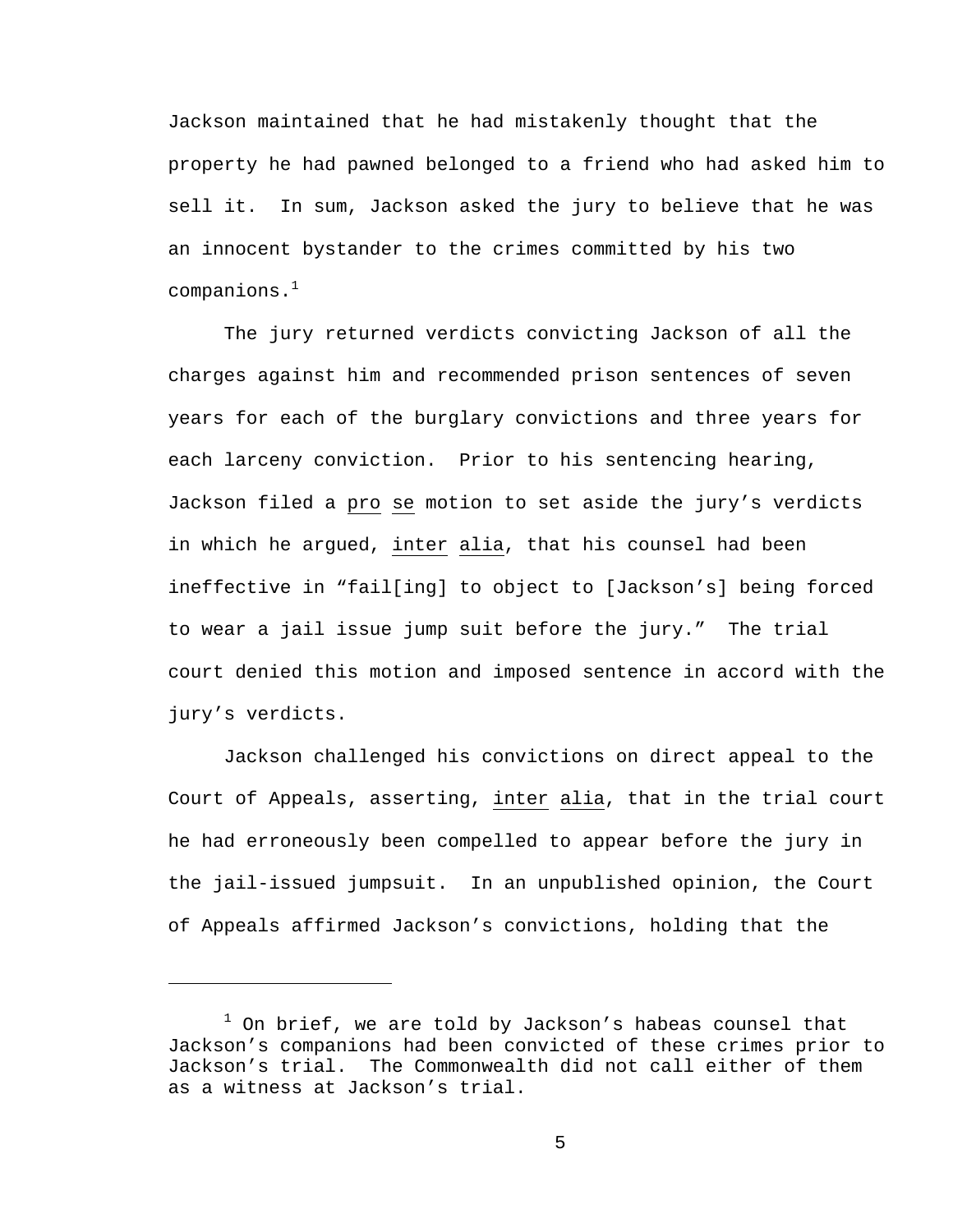Jackson maintained that he had mistakenly thought that the property he had pawned belonged to a friend who had asked him to sell it. In sum, Jackson asked the jury to believe that he was an innocent bystander to the crimes committed by his two companions.[1]

The jury returned verdicts convicting Jackson of all the charges against him and recommended prison sentences of seven years for each of the burglary convictions and three years for each larceny conviction. Prior to his sentencing hearing, Jackson filed a pro se motion to set aside the jury's verdicts in which he argued, inter alia, that his counsel had been ineffective in "fail[ing] to object to [Jackson's] being forced to wear a jail issue jump suit before the jury." The trial court denied this motion and imposed sentence in accord with the jury's verdicts.

Jackson challenged his convictions on direct appeal to the Court of Appeals, asserting, inter alia, that in the trial court he had erroneously been compelled to appear before the jury in the jail-issued jumpsuit. In an unpublished opinion, the Court of Appeals affirmed Jackson's convictions, holding that the

---

[1] On brief, we are told by Jackson's habeas counsel that Jackson's companions had been convicted of these crimes prior to Jackson's trial. The Commonwealth did not call either of them as a witness at Jackson's trial.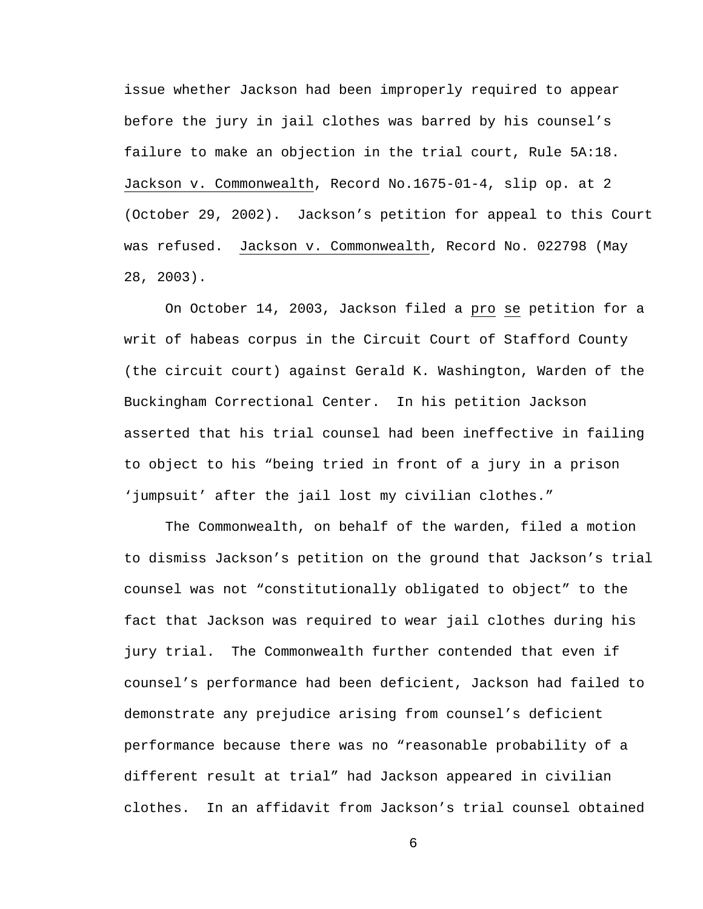issue whether Jackson had been improperly required to appear before the jury in jail clothes was barred by his counsel's failure to make an objection in the trial court, Rule 5A:18. Jackson v. Commonwealth, Record No.1675-01-4, slip op. at 2 (October 29, 2002). Jackson's petition for appeal to this Court was refused. Jackson v. Commonwealth, Record No. 022798 (May 28, 2003).

On October 14, 2003, Jackson filed a *pro se* petition for a writ of habeas corpus in the Circuit Court of Stafford County (the circuit court) against Gerald K. Washington, Warden of the Buckingham Correctional Center. In his petition Jackson asserted that his trial counsel had been ineffective in failing to object to his "being tried in front of a jury in a prison 'jumpsuit' after the jail lost my civilian clothes."

The Commonwealth, on behalf of the warden, filed a motion to dismiss Jackson's petition on the ground that Jackson's trial counsel was not "constitutionally obligated to object" to the fact that Jackson was required to wear jail clothes during his jury trial. The Commonwealth further contended that even if counsel's performance had been deficient, Jackson had failed to demonstrate any prejudice arising from counsel's deficient performance because there was no "reasonable probability of a different result at trial" had Jackson appeared in civilian clothes. In an affidavit from Jackson's trial counsel obtained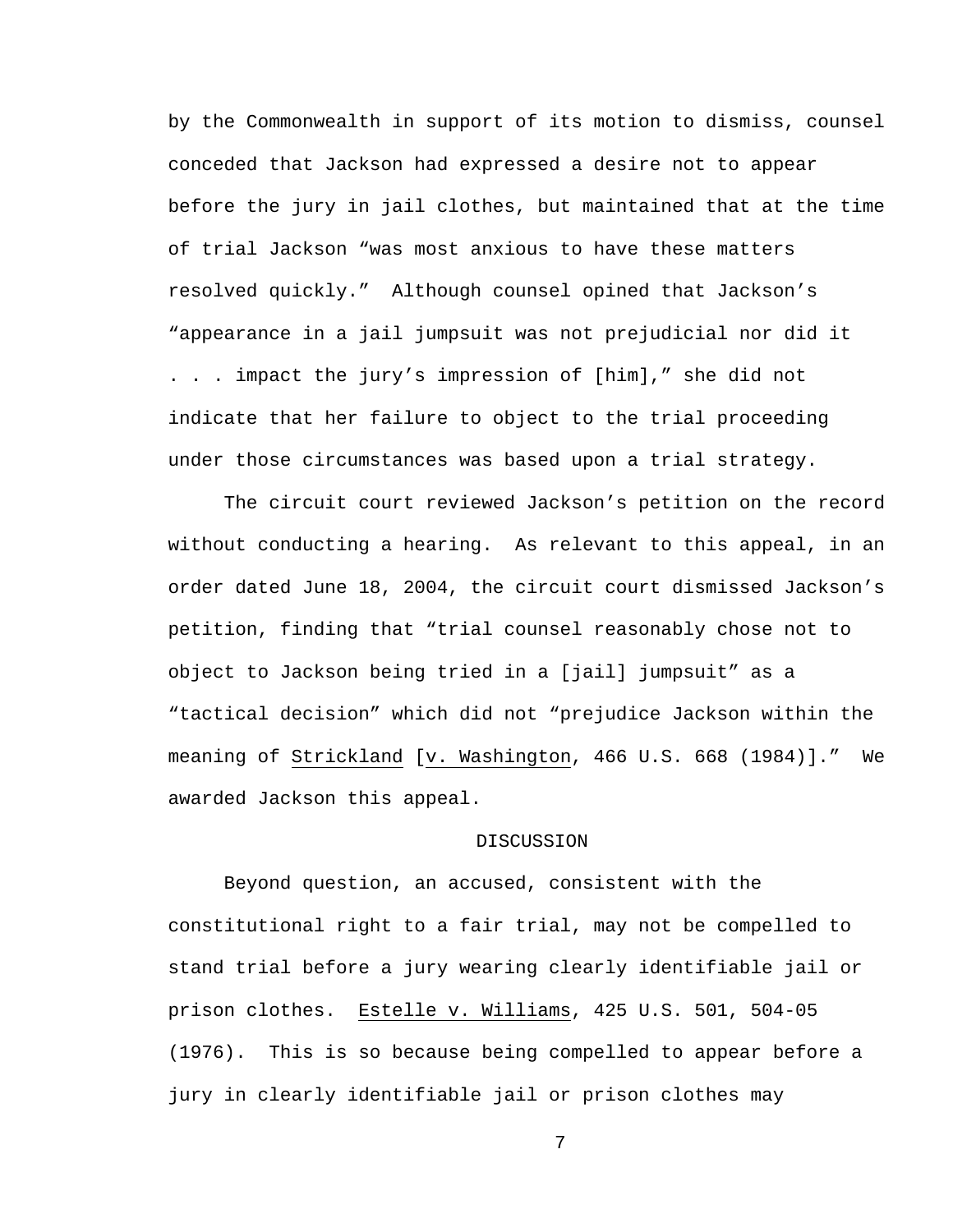by the Commonwealth in support of its motion to dismiss, counsel conceded that Jackson had expressed a desire not to appear before the jury in jail clothes, but maintained that at the time of trial Jackson "was most anxious to have these matters resolved quickly." Although counsel opined that Jackson's "appearance in a jail jumpsuit was not prejudicial nor did it . . . impact the jury's impression of [him]," she did not indicate that her failure to object to the trial proceeding under those circumstances was based upon a trial strategy.

The circuit court reviewed Jackson's petition on the record without conducting a hearing. As relevant to this appeal, in an order dated June 18, 2004, the circuit court dismissed Jackson's petition, finding that "trial counsel reasonably chose not to object to Jackson being tried in a [jail] jumpsuit" as a "tactical decision" which did not "prejudice Jackson within the meaning of Strickland [v. Washington, 466 U.S. 668 (1984)]." We awarded Jackson this appeal.

## DISCUSSION

Beyond question, an accused, consistent with the constitutional right to a fair trial, may not be compelled to stand trial before a jury wearing clearly identifiable jail or prison clothes. Estelle v. Williams, 425 U.S. 501, 504-05 (1976). This is so because being compelled to appear before a jury in clearly identifiable jail or prison clothes may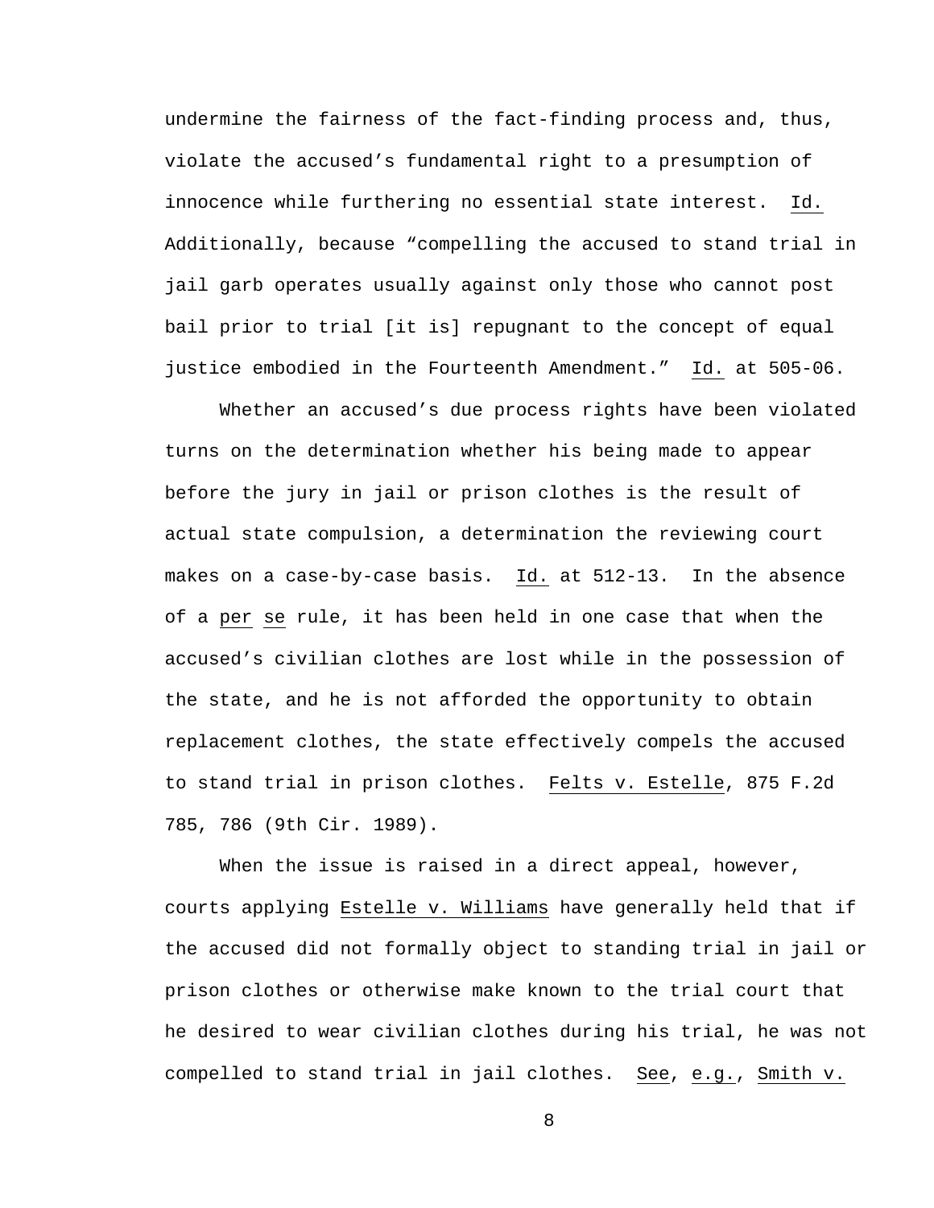undermine the fairness of the fact-finding process and, thus, violate the accused's fundamental right to a presumption of innocence while furthering no essential state interest. Id. Additionally, because "compelling the accused to stand trial in jail garb operates usually against only those who cannot post bail prior to trial [it is] repugnant to the concept of equal justice embodied in the Fourteenth Amendment." Id. at 505-06.

Whether an accused's due process rights have been violated turns on the determination whether his being made to appear before the jury in jail or prison clothes is the result of actual state compulsion, a determination the reviewing court makes on a case-by-case basis. Id. at 512-13. In the absence of a per se rule, it has been held in one case that when the accused's civilian clothes are lost while in the possession of the state, and he is not afforded the opportunity to obtain replacement clothes, the state effectively compels the accused to stand trial in prison clothes. Felts v. Estelle, 875 F.2d 785, 786 (9th Cir. 1989).

When the issue is raised in a direct appeal, however, courts applying Estelle v. Williams have generally held that if the accused did not formally object to standing trial in jail or prison clothes or otherwise make known to the trial court that he desired to wear civilian clothes during his trial, he was not compelled to stand trial in jail clothes. See, e.g., Smith v.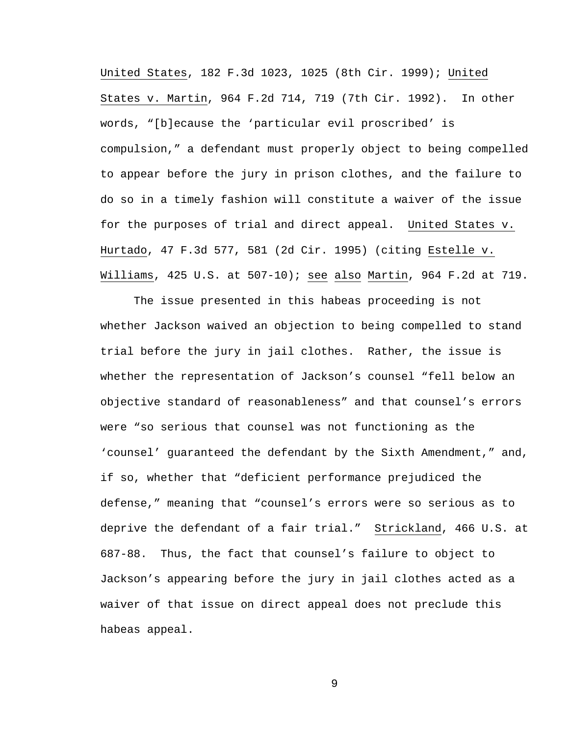United States, 182 F.3d 1023, 1025 (8th Cir. 1999); United States v. Martin, 964 F.2d 714, 719 (7th Cir. 1992). In other words, "[b]ecause the 'particular evil proscribed' is compulsion," a defendant must properly object to being compelled to appear before the jury in prison clothes, and the failure to do so in a timely fashion will constitute a waiver of the issue for the purposes of trial and direct appeal. United States v. Hurtado, 47 F.3d 577, 581 (2d Cir. 1995) (citing Estelle v. Williams, 425 U.S. at 507-10); see also Martin, 964 F.2d at 719.

The issue presented in this habeas proceeding is not whether Jackson waived an objection to being compelled to stand trial before the jury in jail clothes. Rather, the issue is whether the representation of Jackson's counsel "fell below an objective standard of reasonableness" and that counsel's errors were "so serious that counsel was not functioning as the 'counsel' guaranteed the defendant by the Sixth Amendment," and, if so, whether that "deficient performance prejudiced the defense," meaning that "counsel's errors were so serious as to deprive the defendant of a fair trial." Strickland, 466 U.S. at 687-88. Thus, the fact that counsel's failure to object to Jackson's appearing before the jury in jail clothes acted as a waiver of that issue on direct appeal does not preclude this habeas appeal.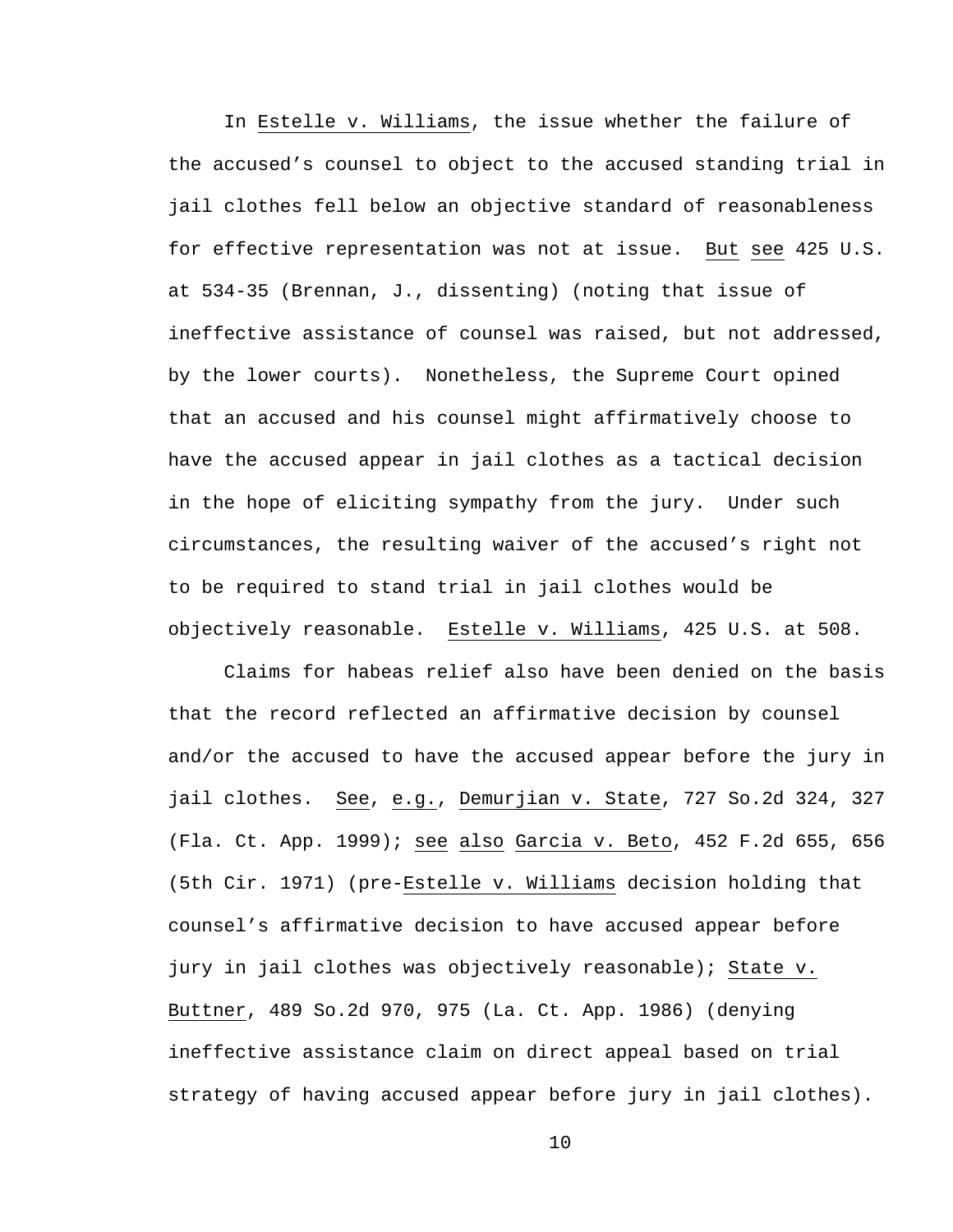In Estelle v. Williams, the issue whether the failure of the accused's counsel to object to the accused standing trial in jail clothes fell below an objective standard of reasonableness for effective representation was not at issue. But see 425 U.S. at 534-35 (Brennan, J., dissenting) (noting that issue of ineffective assistance of counsel was raised, but not addressed, by the lower courts). Nonetheless, the Supreme Court opined that an accused and his counsel might affirmatively choose to have the accused appear in jail clothes as a tactical decision in the hope of eliciting sympathy from the jury. Under such circumstances, the resulting waiver of the accused's right not to be required to stand trial in jail clothes would be objectively reasonable. Estelle v. Williams, 425 U.S. at 508.

Claims for habeas relief also have been denied on the basis that the record reflected an affirmative decision by counsel and/or the accused to have the accused appear before the jury in jail clothes. See, e.g., Demurjian v. State, 727 So.2d 324, 327 (Fla. Ct. App. 1999); see also Garcia v. Beto, 452 F.2d 655, 656 (5th Cir. 1971) (pre-Estelle v. Williams decision holding that counsel's affirmative decision to have accused appear before jury in jail clothes was objectively reasonable); State v. Buttner, 489 So.2d 970, 975 (La. Ct. App. 1986) (denying ineffective assistance claim on direct appeal based on trial strategy of having accused appear before jury in jail clothes).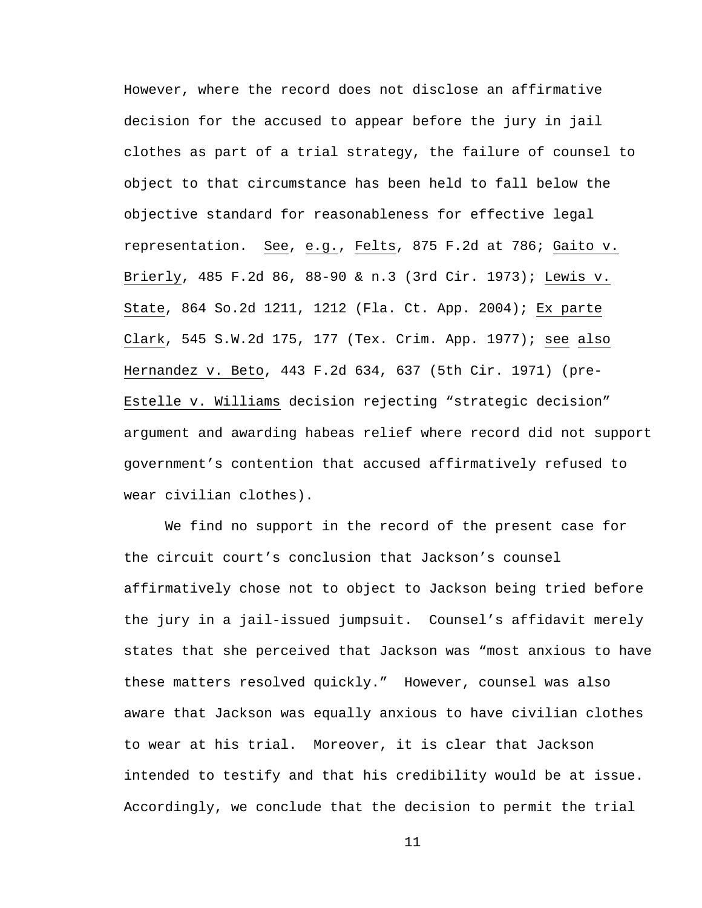However, where the record does not disclose an affirmative decision for the accused to appear before the jury in jail clothes as part of a trial strategy, the failure of counsel to object to that circumstance has been held to fall below the objective standard for reasonableness for effective legal representation. See, e.g., Felts, 875 F.2d at 786; Gaito v. Brierly, 485 F.2d 86, 88-90 & n.3 (3rd Cir. 1973); Lewis v. State, 864 So.2d 1211, 1212 (Fla. Ct. App. 2004); Ex parte Clark, 545 S.W.2d 175, 177 (Tex. Crim. App. 1977); see also Hernandez v. Beto, 443 F.2d 634, 637 (5th Cir. 1971) (pre-Estelle v. Williams decision rejecting "strategic decision" argument and awarding habeas relief where record did not support government's contention that accused affirmatively refused to wear civilian clothes).

We find no support in the record of the present case for the circuit court's conclusion that Jackson's counsel affirmatively chose not to object to Jackson being tried before the jury in a jail-issued jumpsuit. Counsel's affidavit merely states that she perceived that Jackson was "most anxious to have these matters resolved quickly." However, counsel was also aware that Jackson was equally anxious to have civilian clothes to wear at his trial. Moreover, it is clear that Jackson intended to testify and that his credibility would be at issue. Accordingly, we conclude that the decision to permit the trial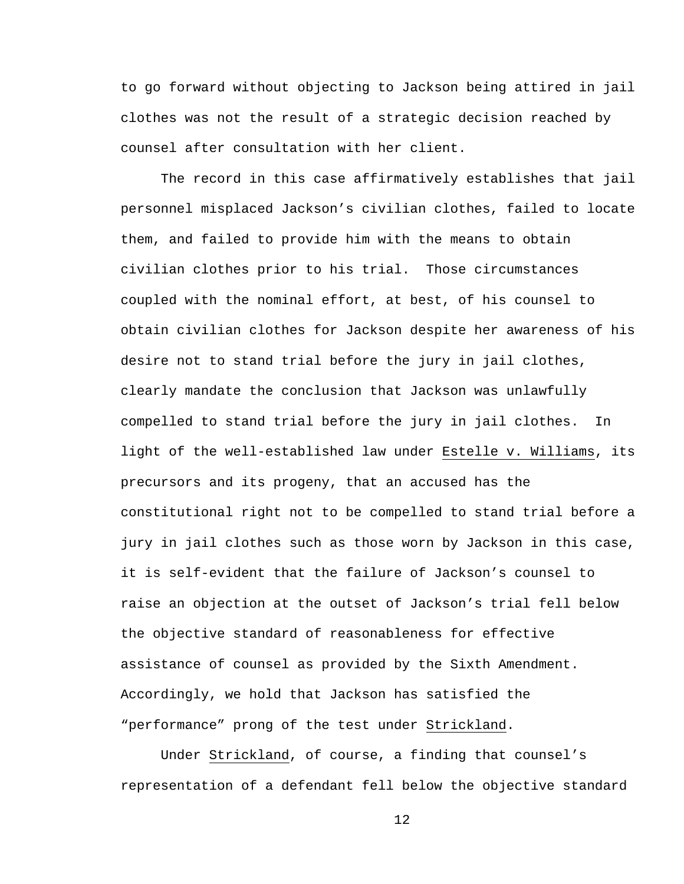to go forward without objecting to Jackson being attired in jail clothes was not the result of a strategic decision reached by counsel after consultation with her client.

The record in this case affirmatively establishes that jail personnel misplaced Jackson's civilian clothes, failed to locate them, and failed to provide him with the means to obtain civilian clothes prior to his trial. Those circumstances coupled with the nominal effort, at best, of his counsel to obtain civilian clothes for Jackson despite her awareness of his desire not to stand trial before the jury in jail clothes, clearly mandate the conclusion that Jackson was unlawfully compelled to stand trial before the jury in jail clothes. In light of the well-established law under Estelle v. Williams, its precursors and its progeny, that an accused has the constitutional right not to be compelled to stand trial before a jury in jail clothes such as those worn by Jackson in this case, it is self-evident that the failure of Jackson's counsel to raise an objection at the outset of Jackson's trial fell below the objective standard of reasonableness for effective assistance of counsel as provided by the Sixth Amendment. Accordingly, we hold that Jackson has satisfied the "performance" prong of the test under Strickland.

Under Strickland, of course, a finding that counsel's representation of a defendant fell below the objective standard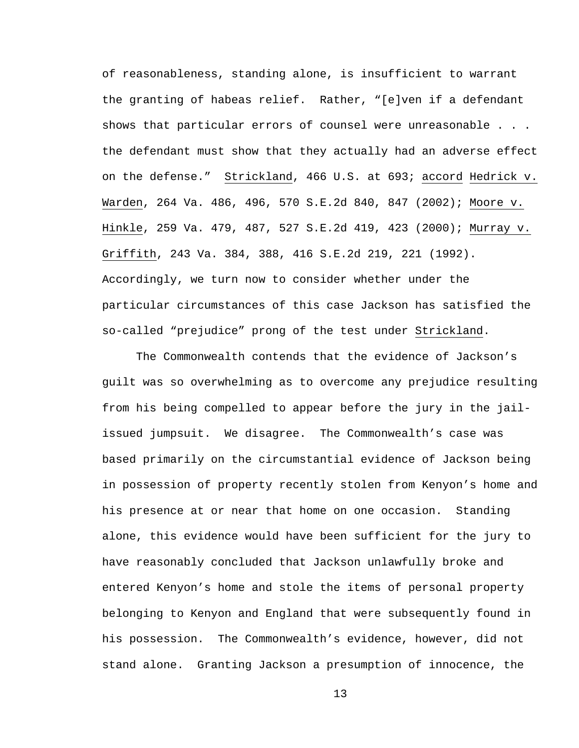of reasonableness, standing alone, is insufficient to warrant the granting of habeas relief. Rather, "[e]ven if a defendant shows that particular errors of counsel were unreasonable . . . the defendant must show that they actually had an adverse effect on the defense." Strickland, 466 U.S. at 693; accord Hedrick v. Warden, 264 Va. 486, 496, 570 S.E.2d 840, 847 (2002); Moore v. Hinkle, 259 Va. 479, 487, 527 S.E.2d 419, 423 (2000); Murray v. Griffith, 243 Va. 384, 388, 416 S.E.2d 219, 221 (1992). Accordingly, we turn now to consider whether under the particular circumstances of this case Jackson has satisfied the so-called "prejudice" prong of the test under Strickland.

The Commonwealth contends that the evidence of Jackson's guilt was so overwhelming as to overcome any prejudice resulting from his being compelled to appear before the jury in the jail-issued jumpsuit. We disagree. The Commonwealth's case was based primarily on the circumstantial evidence of Jackson being in possession of property recently stolen from Kenyon's home and his presence at or near that home on one occasion. Standing alone, this evidence would have been sufficient for the jury to have reasonably concluded that Jackson unlawfully broke and entered Kenyon's home and stole the items of personal property belonging to Kenyon and England that were subsequently found in his possession. The Commonwealth's evidence, however, did not stand alone. Granting Jackson a presumption of innocence, the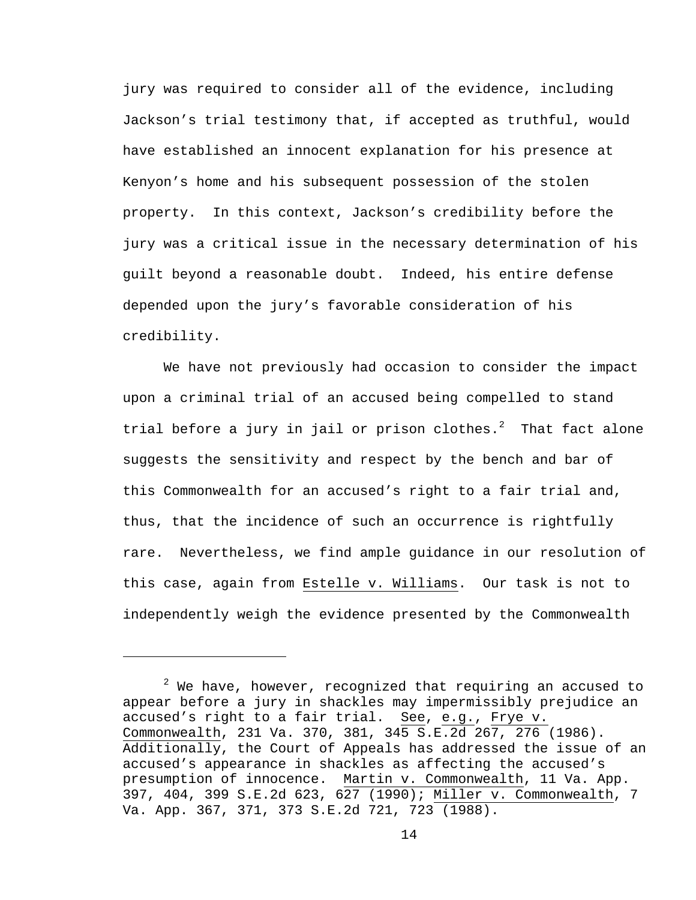jury was required to consider all of the evidence, including Jackson's trial testimony that, if accepted as truthful, would have established an innocent explanation for his presence at Kenyon's home and his subsequent possession of the stolen property. In this context, Jackson's credibility before the jury was a critical issue in the necessary determination of his guilt beyond a reasonable doubt. Indeed, his entire defense depended upon the jury's favorable consideration of his credibility.

We have not previously had occasion to consider the impact upon a criminal trial of an accused being compelled to stand trial before a jury in jail or prison clothes.[2] That fact alone suggests the sensitivity and respect by the bench and bar of this Commonwealth for an accused's right to a fair trial and, thus, that the incidence of such an occurrence is rightfully rare. Nevertheless, we find ample guidance in our resolution of this case, again from Estelle v. Williams. Our task is not to independently weigh the evidence presented by the Commonwealth

---

[2] We have, however, recognized that requiring an accused to appear before a jury in shackles may impermissibly prejudice an accused's right to a fair trial. See, e.g., Frye v. Commonwealth, 231 Va. 370, 381, 345 S.E.2d 267, 276 (1986). Additionally, the Court of Appeals has addressed the issue of an accused's appearance in shackles as affecting the accused's presumption of innocence. Martin v. Commonwealth, 11 Va. App. 397, 404, 399 S.E.2d 623, 627 (1990); Miller v. Commonwealth, 7 Va. App. 367, 371, 373 S.E.2d 721, 723 (1988).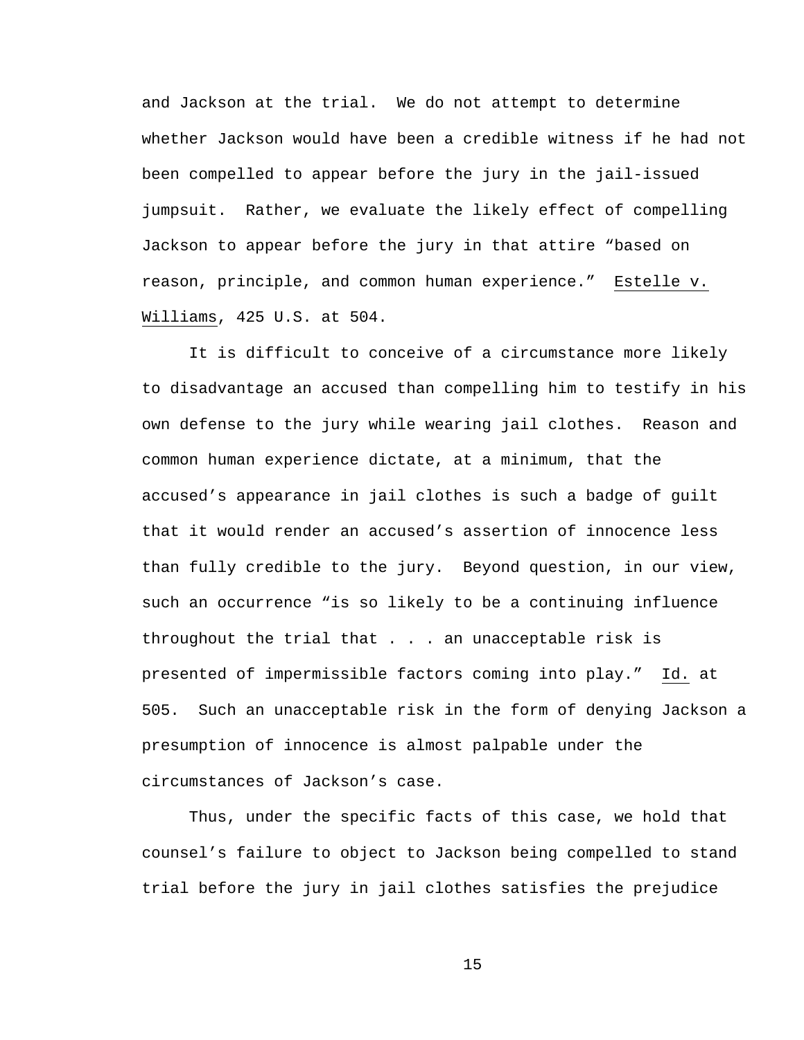and Jackson at the trial. We do not attempt to determine whether Jackson would have been a credible witness if he had not been compelled to appear before the jury in the jail-issued jumpsuit. Rather, we evaluate the likely effect of compelling Jackson to appear before the jury in that attire "based on reason, principle, and common human experience." Estelle v. Williams, 425 U.S. at 504.

It is difficult to conceive of a circumstance more likely to disadvantage an accused than compelling him to testify in his own defense to the jury while wearing jail clothes. Reason and common human experience dictate, at a minimum, that the accused's appearance in jail clothes is such a badge of guilt that it would render an accused's assertion of innocence less than fully credible to the jury. Beyond question, in our view, such an occurrence "is so likely to be a continuing influence throughout the trial that . . . an unacceptable risk is presented of impermissible factors coming into play." Id. at 505. Such an unacceptable risk in the form of denying Jackson a presumption of innocence is almost palpable under the circumstances of Jackson's case.

Thus, under the specific facts of this case, we hold that counsel's failure to object to Jackson being compelled to stand trial before the jury in jail clothes satisfies the prejudice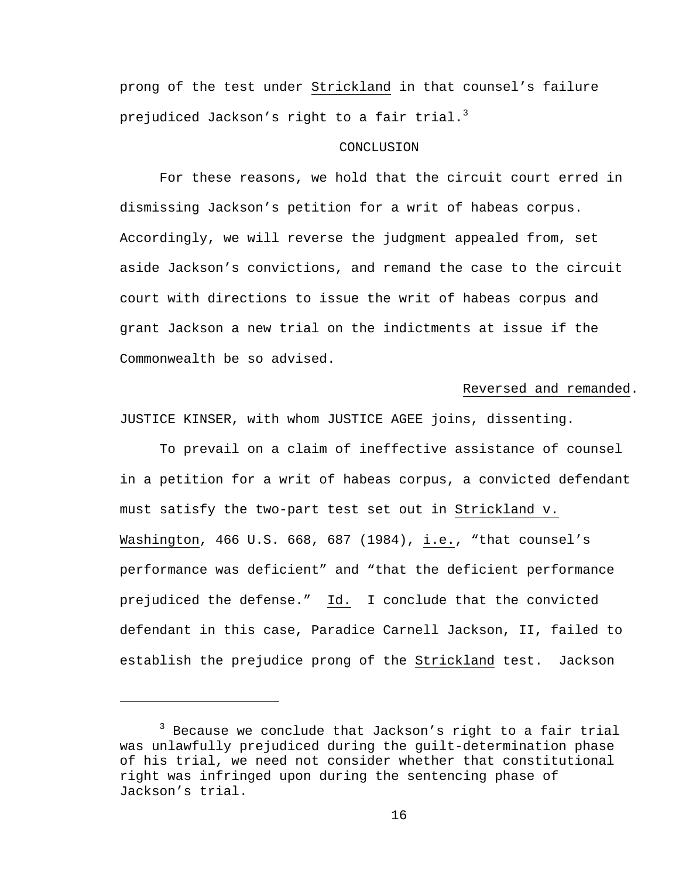prong of the test under Strickland in that counsel's failure prejudiced Jackson's right to a fair trial.[3]

CONCLUSION

For these reasons, we hold that the circuit court erred in dismissing Jackson's petition for a writ of habeas corpus. Accordingly, we will reverse the judgment appealed from, set aside Jackson's convictions, and remand the case to the circuit court with directions to issue the writ of habeas corpus and grant Jackson a new trial on the indictments at issue if the Commonwealth be so advised.

Reversed and remanded.

JUSTICE KINSER, with whom JUSTICE AGEE joins, dissenting.

To prevail on a claim of ineffective assistance of counsel in a petition for a writ of habeas corpus, a convicted defendant must satisfy the two-part test set out in Strickland v. Washington, 466 U.S. 668, 687 (1984), i.e., "that counsel's performance was deficient" and "that the deficient performance prejudiced the defense." Id. I conclude that the convicted defendant in this case, Paradice Carnell Jackson, II, failed to establish the prejudice prong of the Strickland test. Jackson

---

[3] Because we conclude that Jackson's right to a fair trial was unlawfully prejudiced during the guilt-determination phase of his trial, we need not consider whether that constitutional right was infringed upon during the sentencing phase of Jackson's trial.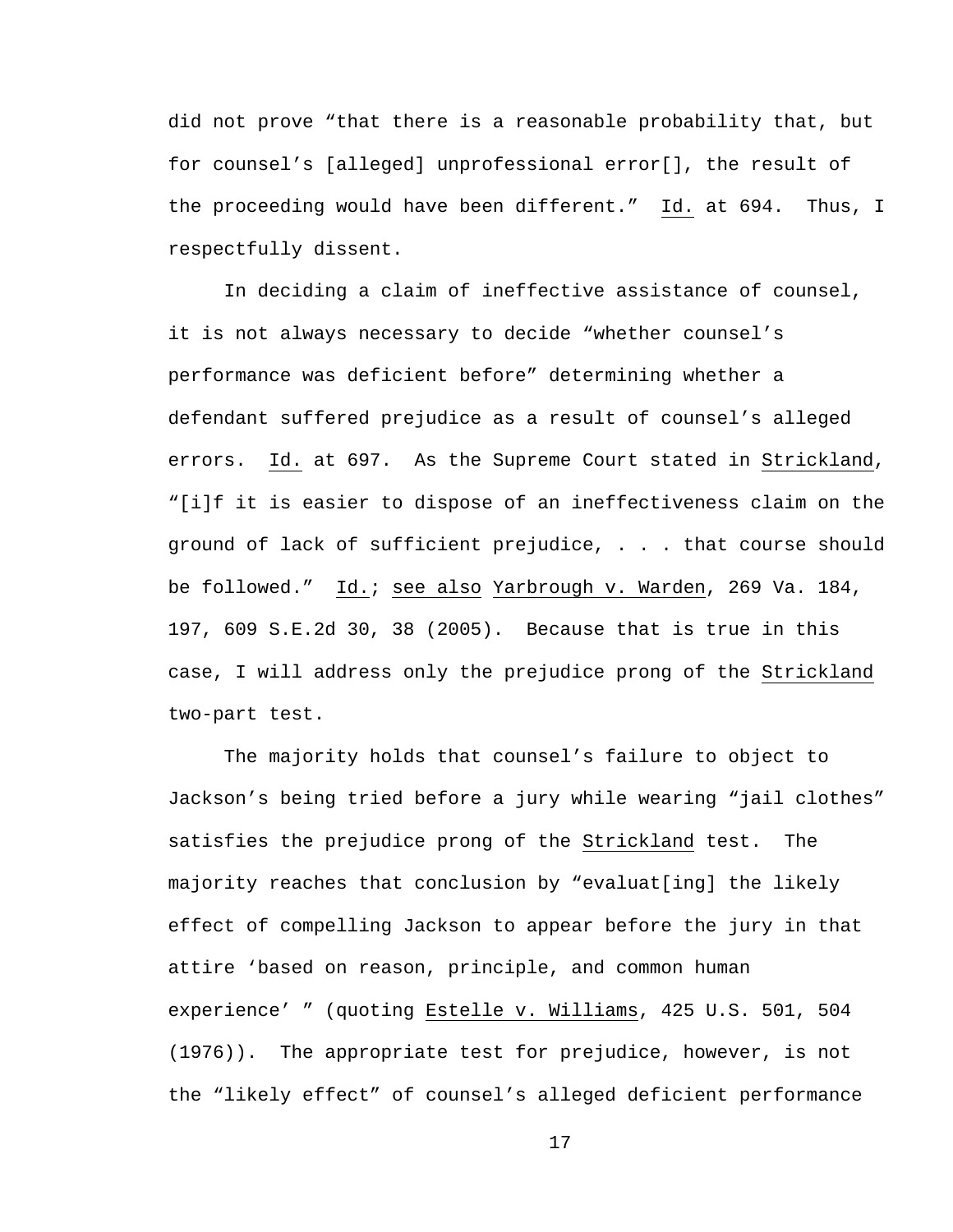did not prove “that there is a reasonable probability that, but for counsel’s [alleged] unprofessional error[], the result of the proceeding would have been different.” Id. at 694. Thus, I respectfully dissent.

In deciding a claim of ineffective assistance of counsel, it is not always necessary to decide “whether counsel’s performance was deficient before” determining whether a defendant suffered prejudice as a result of counsel’s alleged errors. Id. at 697. As the Supreme Court stated in Strickland, “[i]f it is easier to dispose of an ineffectiveness claim on the ground of lack of sufficient prejudice, . . . that course should be followed.” Id.; see also Yarbrough v. Warden, 269 Va. 184, 197, 609 S.E.2d 30, 38 (2005). Because that is true in this case, I will address only the prejudice prong of the Strickland two-part test.

The majority holds that counsel’s failure to object to Jackson’s being tried before a jury while wearing “jail clothes” satisfies the prejudice prong of the Strickland test. The majority reaches that conclusion by “evaluat[ing] the likely effect of compelling Jackson to appear before the jury in that attire ‘based on reason, principle, and common human experience’ ” (quoting Estelle v. Williams, 425 U.S. 501, 504 (1976)). The appropriate test for prejudice, however, is not the “likely effect” of counsel’s alleged deficient performance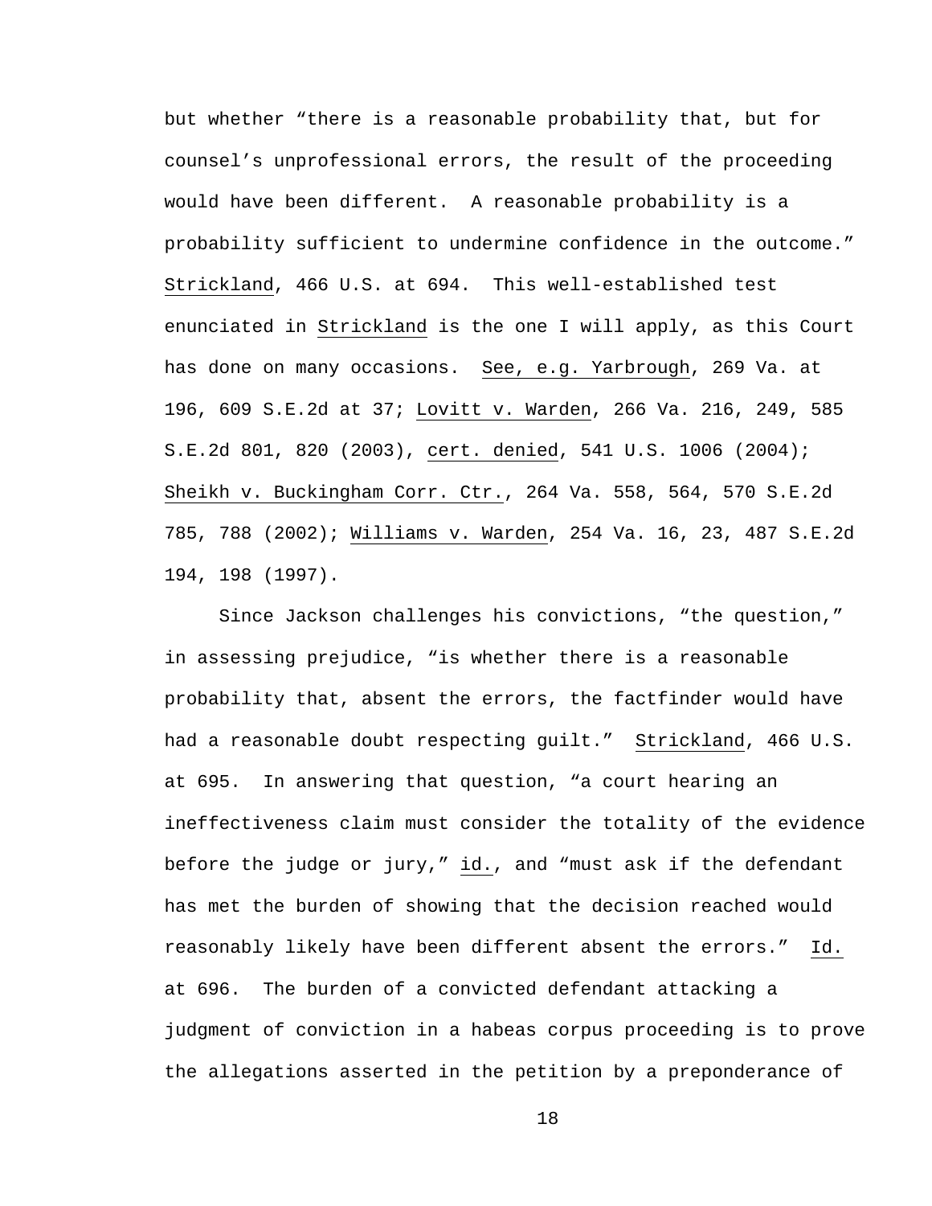but whether "there is a reasonable probability that, but for counsel's unprofessional errors, the result of the proceeding would have been different. A reasonable probability is a probability sufficient to undermine confidence in the outcome." Strickland, 466 U.S. at 694. This well-established test enunciated in Strickland is the one I will apply, as this Court has done on many occasions. See, e.g. Yarbrough, 269 Va. at 196, 609 S.E.2d at 37; Lovitt v. Warden, 266 Va. 216, 249, 585 S.E.2d 801, 820 (2003), cert. denied, 541 U.S. 1006 (2004); Sheikh v. Buckingham Corr. Ctr., 264 Va. 558, 564, 570 S.E.2d 785, 788 (2002); Williams v. Warden, 254 Va. 16, 23, 487 S.E.2d 194, 198 (1997).

Since Jackson challenges his convictions, "the question," in assessing prejudice, "is whether there is a reasonable probability that, absent the errors, the factfinder would have had a reasonable doubt respecting guilt." Strickland, 466 U.S. at 695. In answering that question, "a court hearing an ineffectiveness claim must consider the totality of the evidence before the judge or jury," id., and "must ask if the defendant has met the burden of showing that the decision reached would reasonably likely have been different absent the errors." Id. at 696. The burden of a convicted defendant attacking a judgment of conviction in a habeas corpus proceeding is to prove the allegations asserted in the petition by a preponderance of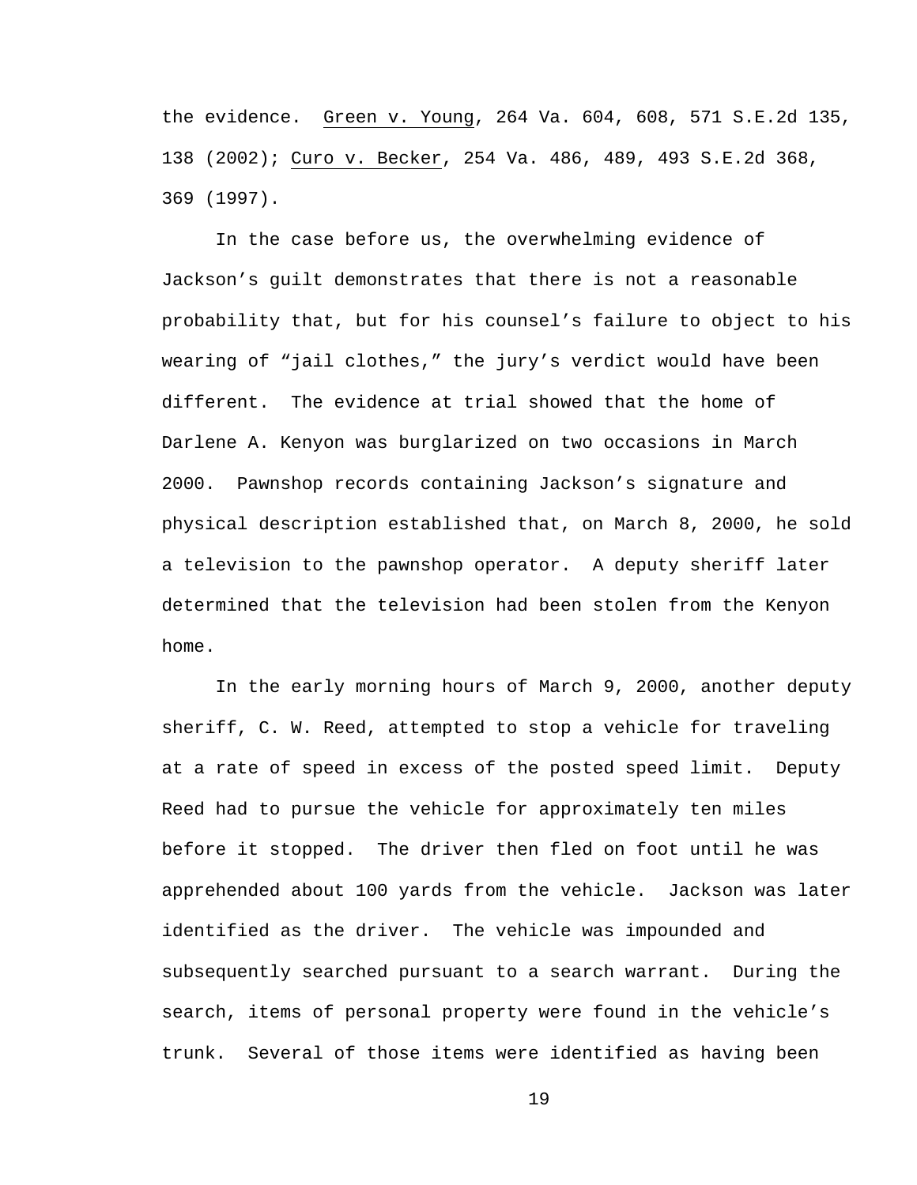the evidence. Green v. Young, 264 Va. 604, 608, 571 S.E.2d 135, 138 (2002); Curo v. Becker, 254 Va. 486, 489, 493 S.E.2d 368, 369 (1997).

In the case before us, the overwhelming evidence of Jackson's guilt demonstrates that there is not a reasonable probability that, but for his counsel's failure to object to his wearing of "jail clothes," the jury's verdict would have been different. The evidence at trial showed that the home of Darlene A. Kenyon was burglarized on two occasions in March 2000. Pawnshop records containing Jackson's signature and physical description established that, on March 8, 2000, he sold a television to the pawnshop operator. A deputy sheriff later determined that the television had been stolen from the Kenyon home.

In the early morning hours of March 9, 2000, another deputy sheriff, C. W. Reed, attempted to stop a vehicle for traveling at a rate of speed in excess of the posted speed limit. Deputy Reed had to pursue the vehicle for approximately ten miles before it stopped. The driver then fled on foot until he was apprehended about 100 yards from the vehicle. Jackson was later identified as the driver. The vehicle was impounded and subsequently searched pursuant to a search warrant. During the search, items of personal property were found in the vehicle's trunk. Several of those items were identified as having been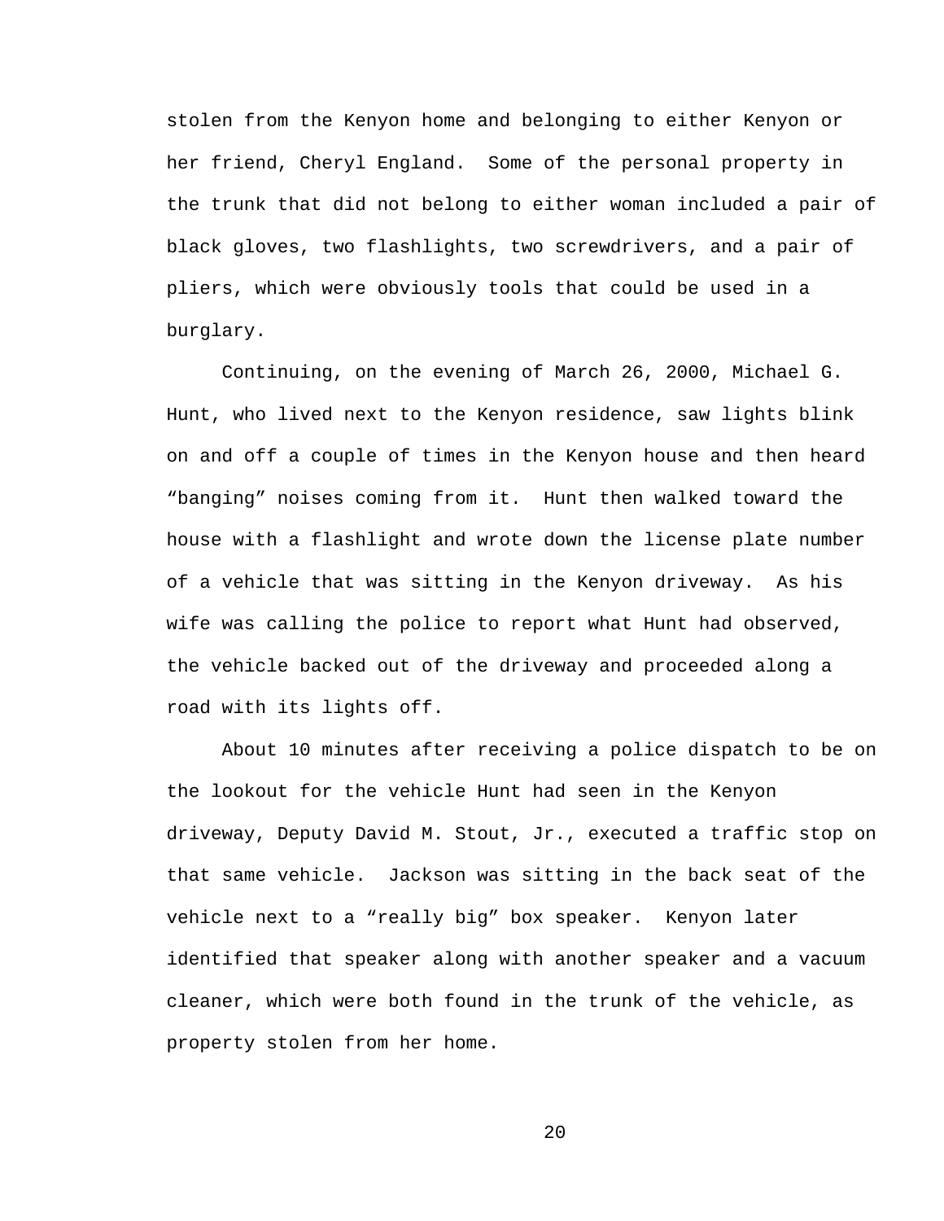stolen from the Kenyon home and belonging to either Kenyon or her friend, Cheryl England. Some of the personal property in the trunk that did not belong to either woman included a pair of black gloves, two flashlights, two screwdrivers, and a pair of pliers, which were obviously tools that could be used in a burglary.

Continuing, on the evening of March 26, 2000, Michael G. Hunt, who lived next to the Kenyon residence, saw lights blink on and off a couple of times in the Kenyon house and then heard “banging” noises coming from it. Hunt then walked toward the house with a flashlight and wrote down the license plate number of a vehicle that was sitting in the Kenyon driveway. As his wife was calling the police to report what Hunt had observed, the vehicle backed out of the driveway and proceeded along a road with its lights off.

About 10 minutes after receiving a police dispatch to be on the lookout for the vehicle Hunt had seen in the Kenyon driveway, Deputy David M. Stout, Jr., executed a traffic stop on that same vehicle. Jackson was sitting in the back seat of the vehicle next to a “really big” box speaker. Kenyon later identified that speaker along with another speaker and a vacuum cleaner, which were both found in the trunk of the vehicle, as property stolen from her home.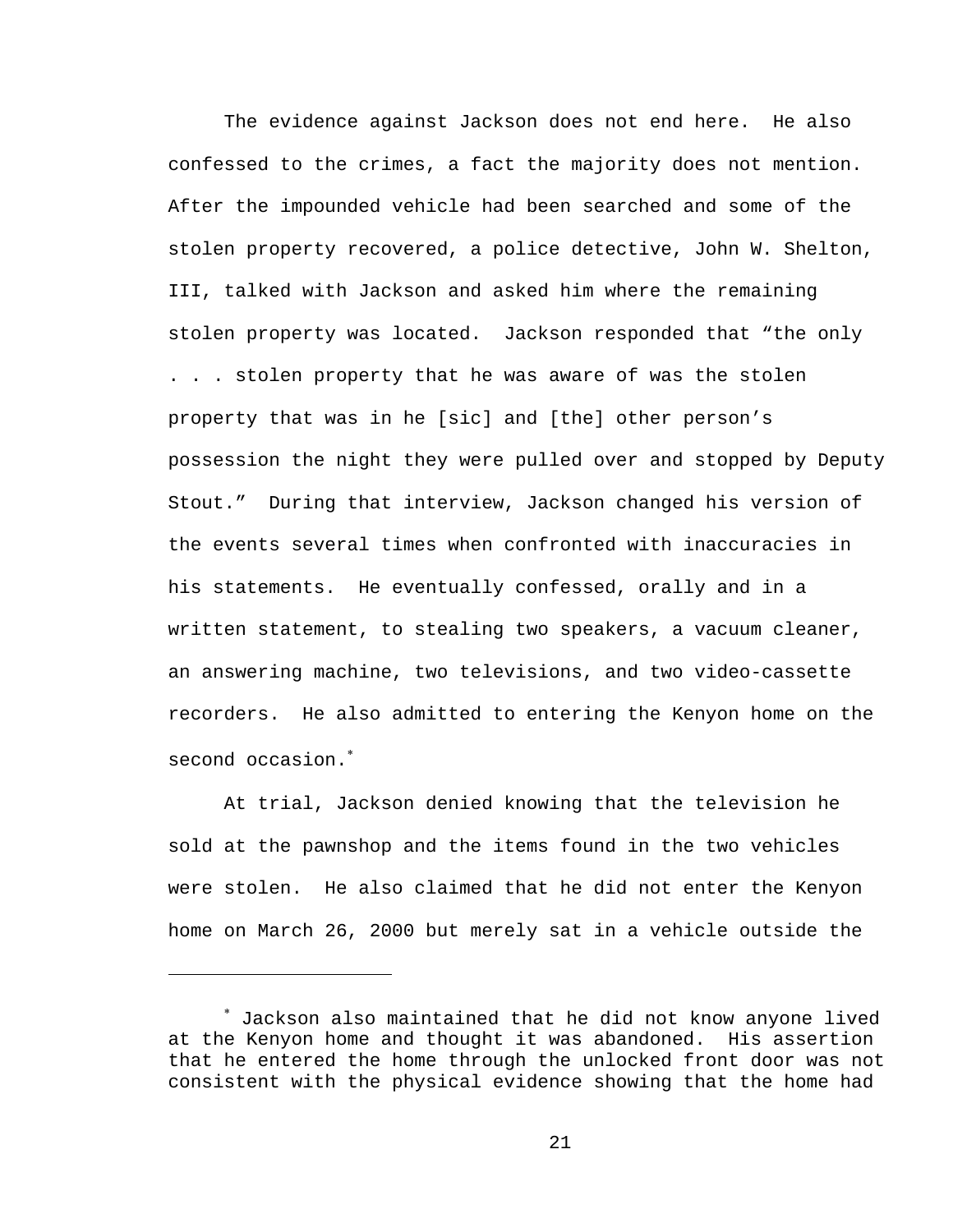The evidence against Jackson does not end here. He also confessed to the crimes, a fact the majority does not mention. After the impounded vehicle had been searched and some of the stolen property recovered, a police detective, John W. Shelton, III, talked with Jackson and asked him where the remaining stolen property was located. Jackson responded that "the only . . . stolen property that he was aware of was the stolen property that was in he [sic] and [the] other person's possession the night they were pulled over and stopped by Deputy Stout." During that interview, Jackson changed his version of the events several times when confronted with inaccuracies in his statements. He eventually confessed, orally and in a written statement, to stealing two speakers, a vacuum cleaner, an answering machine, two televisions, and two video-cassette recorders. He also admitted to entering the Kenyon home on the second occasion.[*]

At trial, Jackson denied knowing that the television he sold at the pawnshop and the items found in the two vehicles were stolen. He also claimed that he did not enter the Kenyon home on March 26, 2000 but merely sat in a vehicle outside the

---

[*] Jackson also maintained that he did not know anyone lived at the Kenyon home and thought it was abandoned. His assertion that he entered the home through the unlocked front door was not consistent with the physical evidence showing that the home had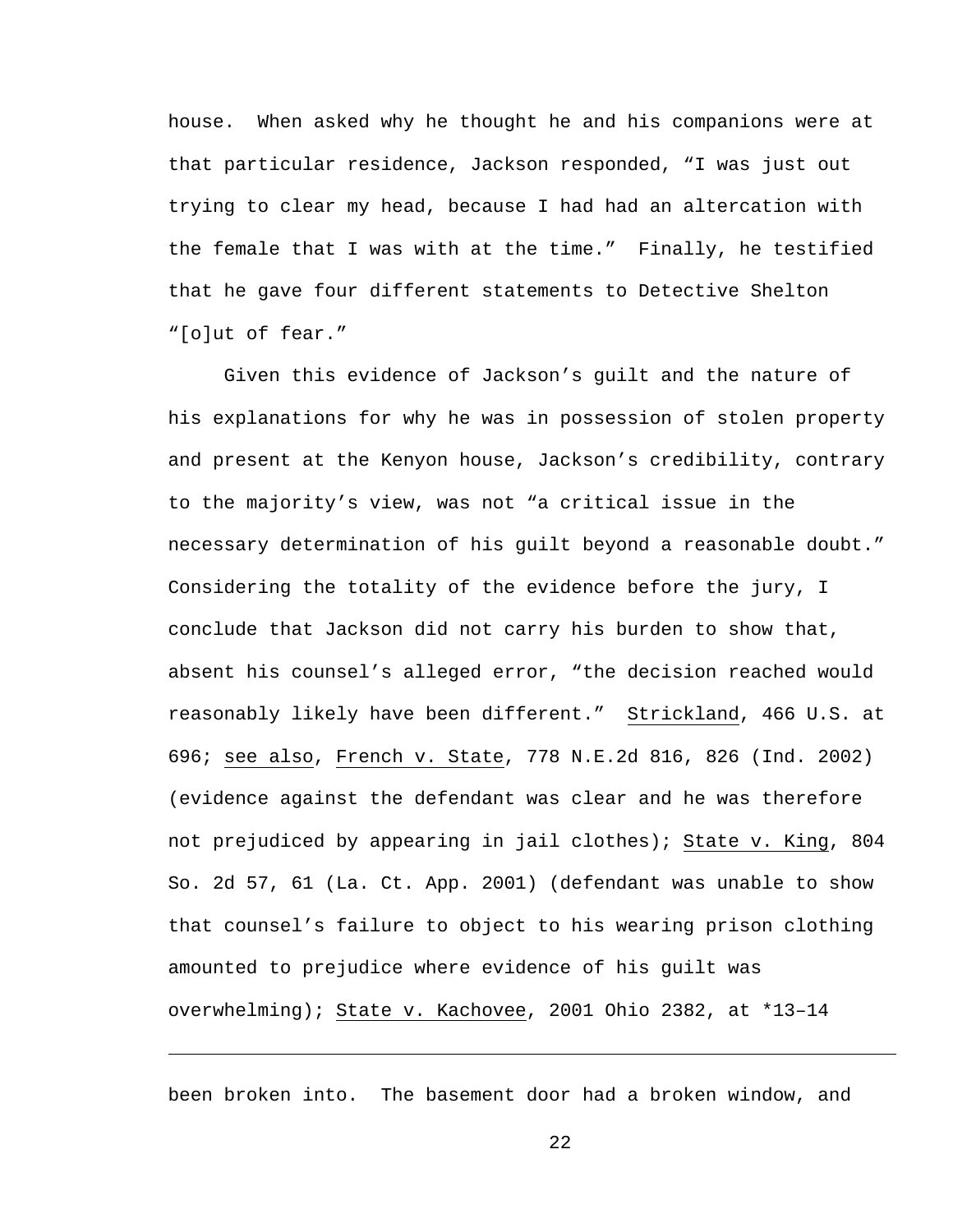house. When asked why he thought he and his companions were at that particular residence, Jackson responded, "I was just out trying to clear my head, because I had had an altercation with the female that I was with at the time." Finally, he testified that he gave four different statements to Detective Shelton "[o]ut of fear."

Given this evidence of Jackson's guilt and the nature of his explanations for why he was in possession of stolen property and present at the Kenyon house, Jackson's credibility, contrary to the majority's view, was not "a critical issue in the necessary determination of his guilt beyond a reasonable doubt." Considering the totality of the evidence before the jury, I conclude that Jackson did not carry his burden to show that, absent his counsel's alleged error, "the decision reached would reasonably likely have been different." Strickland, 466 U.S. at 696; see also, French v. State, 778 N.E.2d 816, 826 (Ind. 2002) (evidence against the defendant was clear and he was therefore not prejudiced by appearing in jail clothes); State v. King, 804 So. 2d 57, 61 (La. Ct. App. 2001) (defendant was unable to show that counsel's failure to object to his wearing prison clothing amounted to prejudice where evidence of his guilt was overwhelming); State v. Kachovee, 2001 Ohio 2382, at *13–14

---

been broken into. The basement door had a broken window, and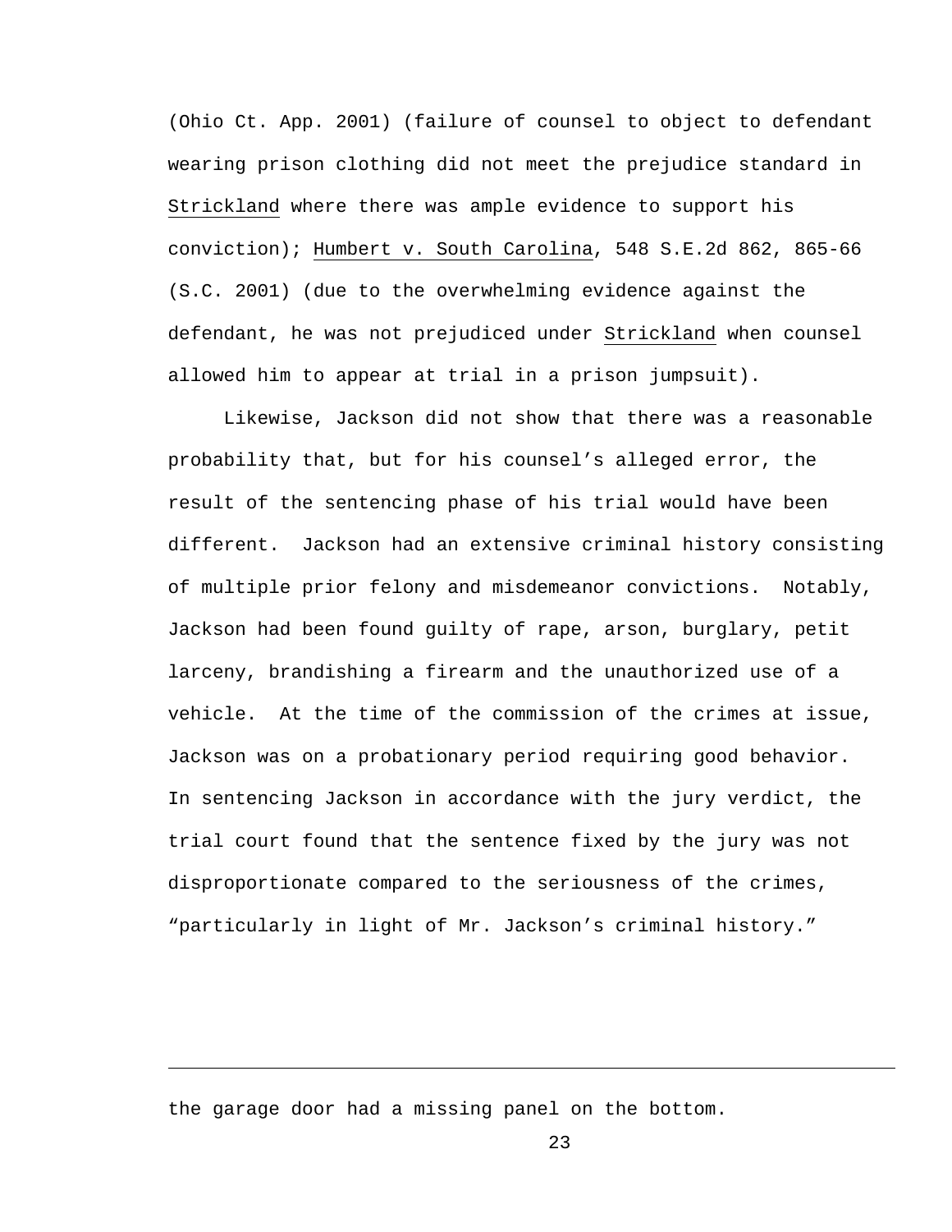(Ohio Ct. App. 2001) (failure of counsel to object to defendant wearing prison clothing did not meet the prejudice standard in Strickland where there was ample evidence to support his conviction); Humbert v. South Carolina, 548 S.E.2d 862, 865-66 (S.C. 2001) (due to the overwhelming evidence against the defendant, he was not prejudiced under Strickland when counsel allowed him to appear at trial in a prison jumpsuit).

Likewise, Jackson did not show that there was a reasonable probability that, but for his counsel's alleged error, the result of the sentencing phase of his trial would have been different. Jackson had an extensive criminal history consisting of multiple prior felony and misdemeanor convictions. Notably, Jackson had been found guilty of rape, arson, burglary, petit larceny, brandishing a firearm and the unauthorized use of a vehicle. At the time of the commission of the crimes at issue, Jackson was on a probationary period requiring good behavior. In sentencing Jackson in accordance with the jury verdict, the trial court found that the sentence fixed by the jury was not disproportionate compared to the seriousness of the crimes, "particularly in light of Mr. Jackson's criminal history."

---

the garage door had a missing panel on the bottom.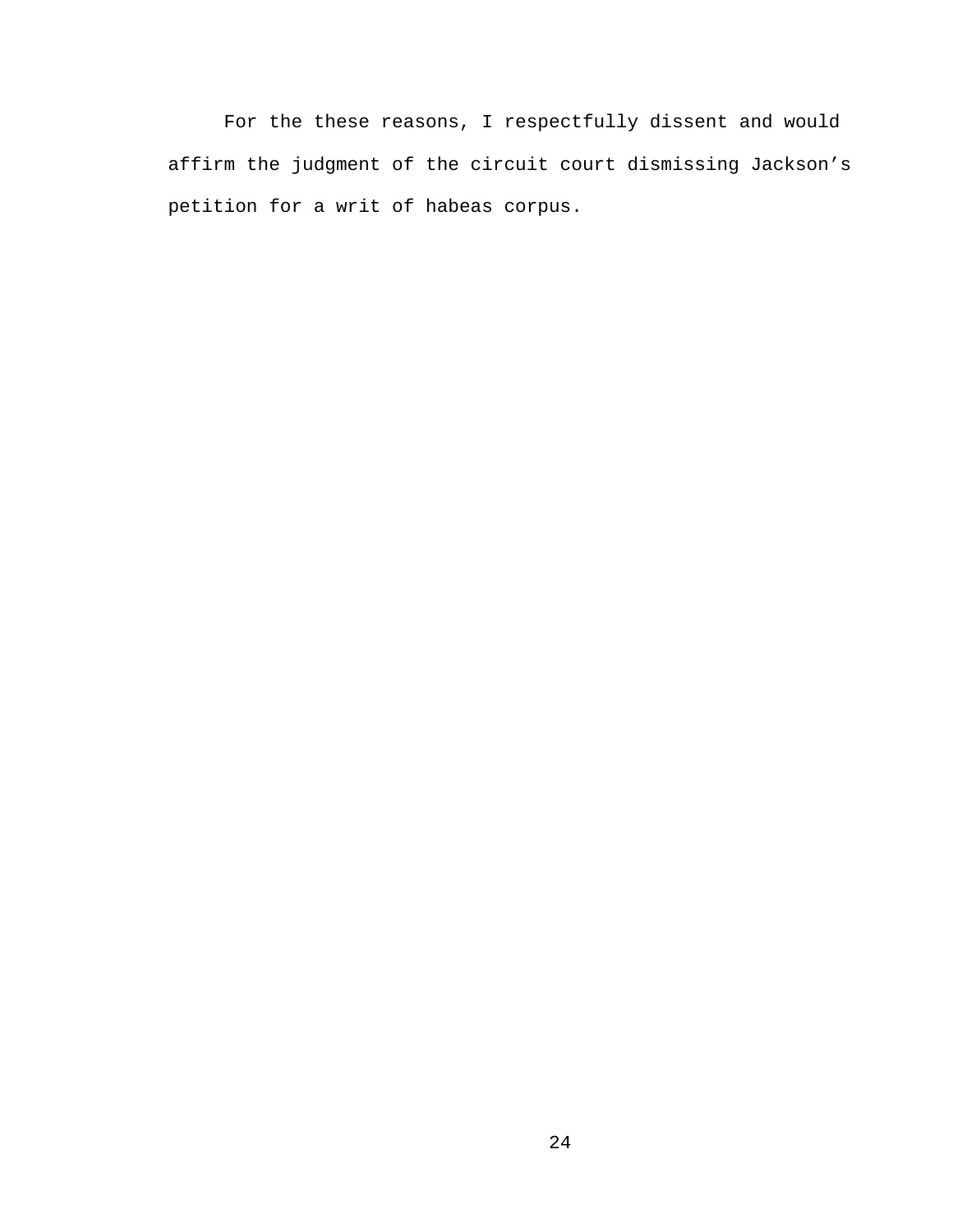For the these reasons, I respectfully dissent and would affirm the judgment of the circuit court dismissing Jackson's petition for a writ of habeas corpus.